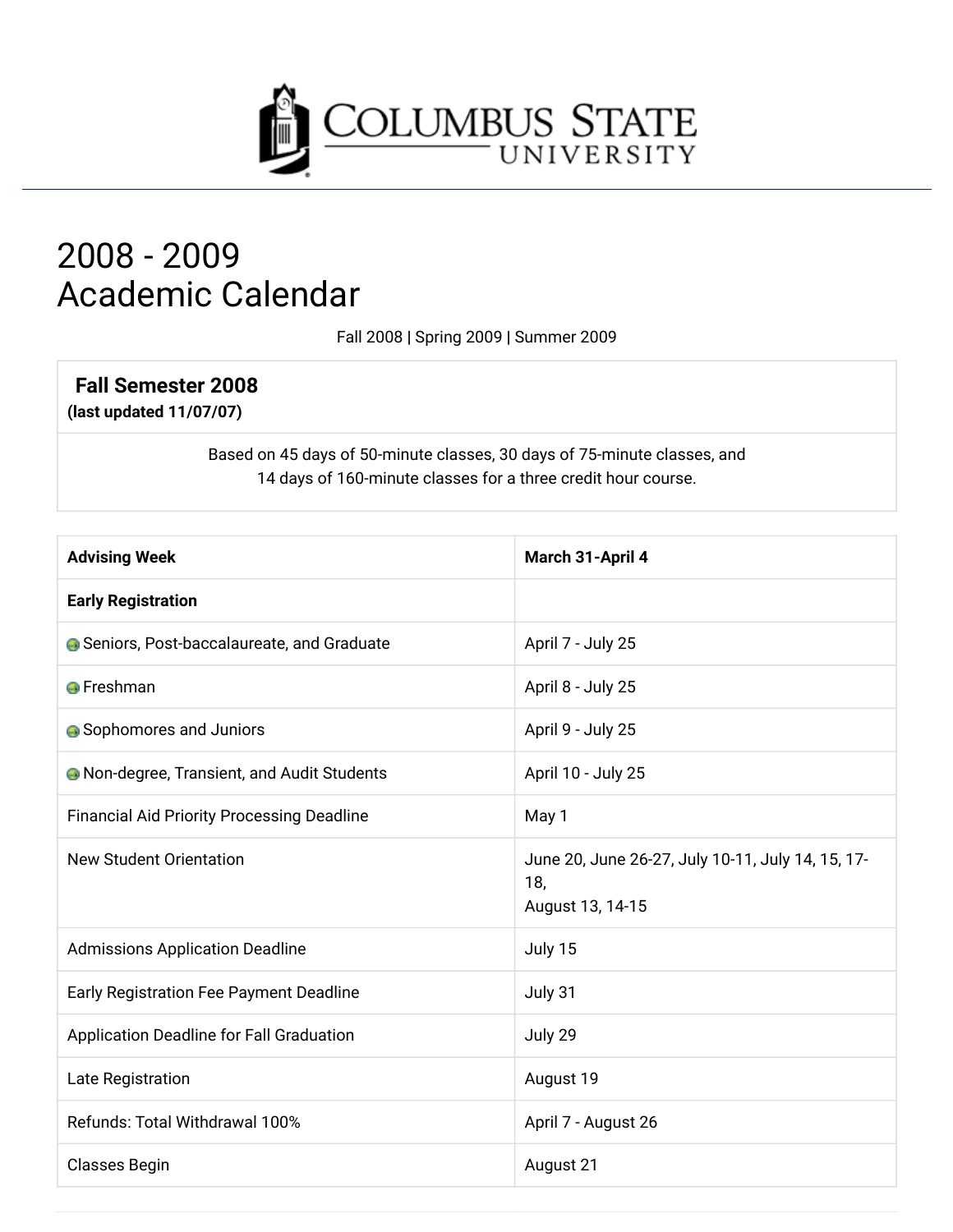Columbus State University

# 2008 - 2009
# Academic Calendar

Fall 2008 | Spring 2009 | Summer 2009

## Fall Semester 2008
**(last updated 11/07/07)**

Based on 45 days of 50-minute classes, 30 days of 75-minute classes, and 14 days of 160-minute classes for a three credit hour course.

| **Advising Week** | **March 31-April 4** |
|---|---|
| **Early Registration** | |
| Seniors, Post-baccalaureate, and Graduate | April 7 - July 25 |
| Freshman | April 8 - July 25 |
| Sophomores and Juniors | April 9 - July 25 |
| Non-degree, Transient, and Audit Students | April 10 - July 25 |
| Financial Aid Priority Processing Deadline | May 1 |
| New Student Orientation | June 20, June 26-27, July 10-11, July 14, 15, 17-18, August 13, 14-15 |
| Admissions Application Deadline | July 15 |
| Early Registration Fee Payment Deadline | July 31 |
| Application Deadline for Fall Graduation | July 29 |
| Late Registration | August 19 |
| Refunds: Total Withdrawal 100% | April 7 - August 26 |
| Classes Begin | August 21 |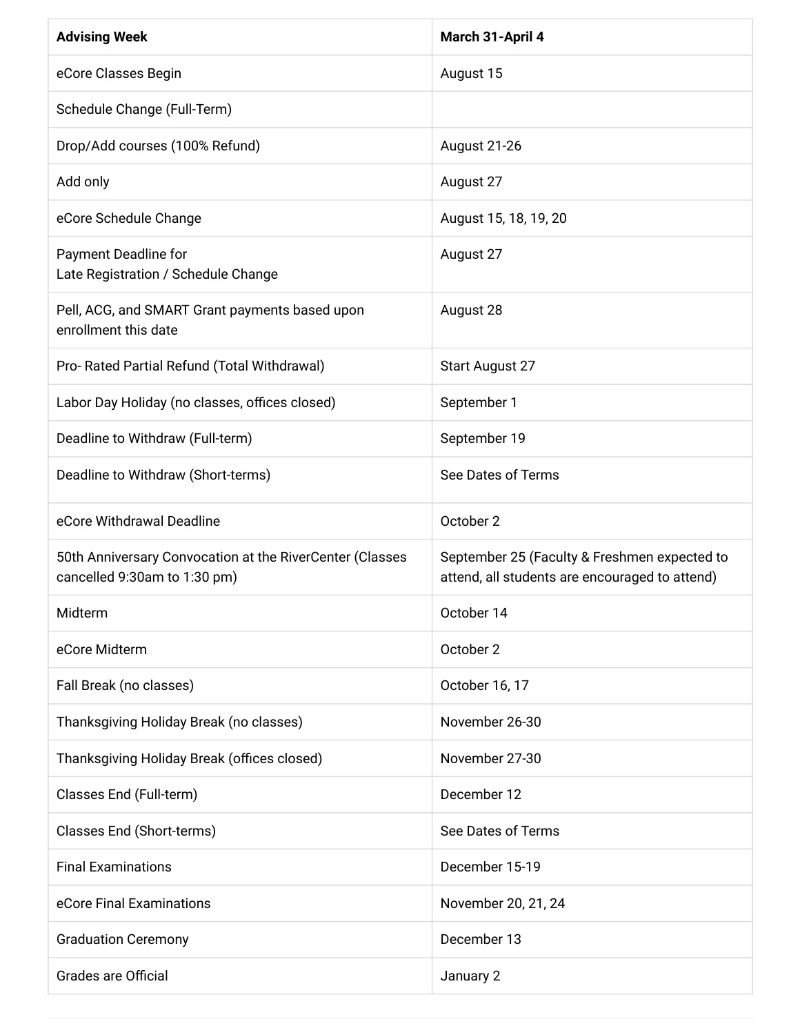| **Advising Week** | **March 31-April 4** |
| --- | --- |
| eCore Classes Begin | August 15 |
| Schedule Change (Full-Term) | |
| Drop/Add courses (100% Refund) | August 21-26 |
| Add only | August 27 |
| eCore Schedule Change | August 15, 18, 19, 20 |
| Payment Deadline for<br>Late Registration / Schedule Change | August 27 |
| Pell, ACG, and SMART Grant payments based upon enrollment this date | August 28 |
| Pro- Rated Partial Refund (Total Withdrawal) | Start August 27 |
| Labor Day Holiday (no classes, offices closed) | September 1 |
| Deadline to Withdraw (Full-term) | September 19 |
| Deadline to Withdraw (Short-terms) | See Dates of Terms |
| eCore Withdrawal Deadline | October 2 |
| 50th Anniversary Convocation at the RiverCenter (Classes cancelled 9:30am to 1:30 pm) | September 25 (Faculty & Freshmen expected to attend, all students are encouraged to attend) |
| Midterm | October 14 |
| eCore Midterm | October 2 |
| Fall Break (no classes) | October 16, 17 |
| Thanksgiving Holiday Break (no classes) | November 26-30 |
| Thanksgiving Holiday Break (offices closed) | November 27-30 |
| Classes End (Full-term) | December 12 |
| Classes End (Short-terms) | See Dates of Terms |
| Final Examinations | December 15-19 |
| eCore Final Examinations | November 20, 21, 24 |
| Graduation Ceremony | December 13 |
| Grades are Official | January 2 |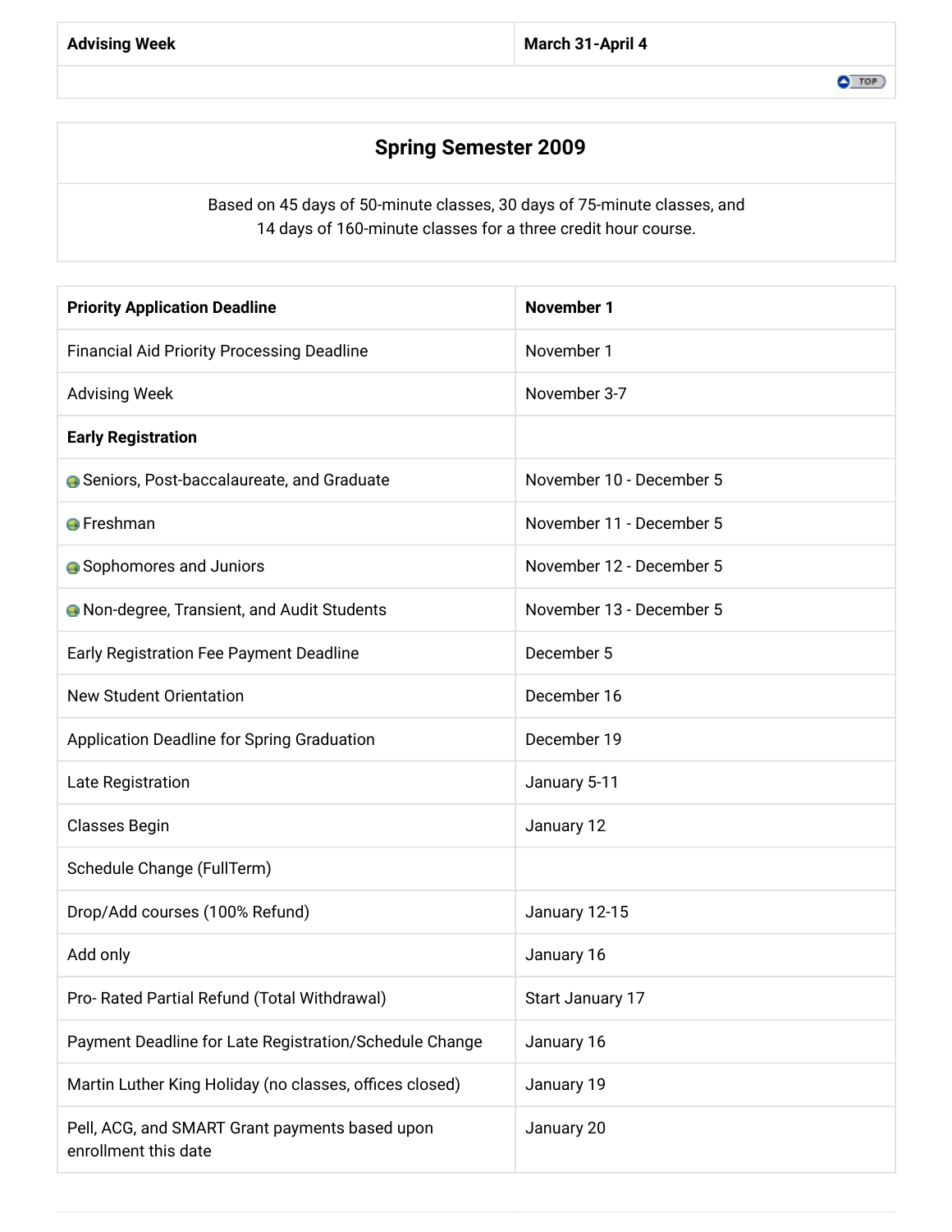| **Advising Week** | **March 31-April 4** |
|---|---|

## Spring Semester 2009

Based on 45 days of 50-minute classes, 30 days of 75-minute classes, and 14 days of 160-minute classes for a three credit hour course.

| **Priority Application Deadline** | **November 1** |
|---|---|
| Financial Aid Priority Processing Deadline | November 1 |
| Advising Week | November 3-7 |
| **Early Registration** | |
| Seniors, Post-baccalaureate, and Graduate | November 10 - December 5 |
| Freshman | November 11 - December 5 |
| Sophomores and Juniors | November 12 - December 5 |
| Non-degree, Transient, and Audit Students | November 13 - December 5 |
| Early Registration Fee Payment Deadline | December 5 |
| New Student Orientation | December 16 |
| Application Deadline for Spring Graduation | December 19 |
| Late Registration | January 5-11 |
| Classes Begin | January 12 |
| Schedule Change (FullTerm) | |
| Drop/Add courses (100% Refund) | January 12-15 |
| Add only | January 16 |
| Pro- Rated Partial Refund (Total Withdrawal) | Start January 17 |
| Payment Deadline for Late Registration/Schedule Change | January 16 |
| Martin Luther King Holiday (no classes, offices closed) | January 19 |
| Pell, ACG, and SMART Grant payments based upon enrollment this date | January 20 |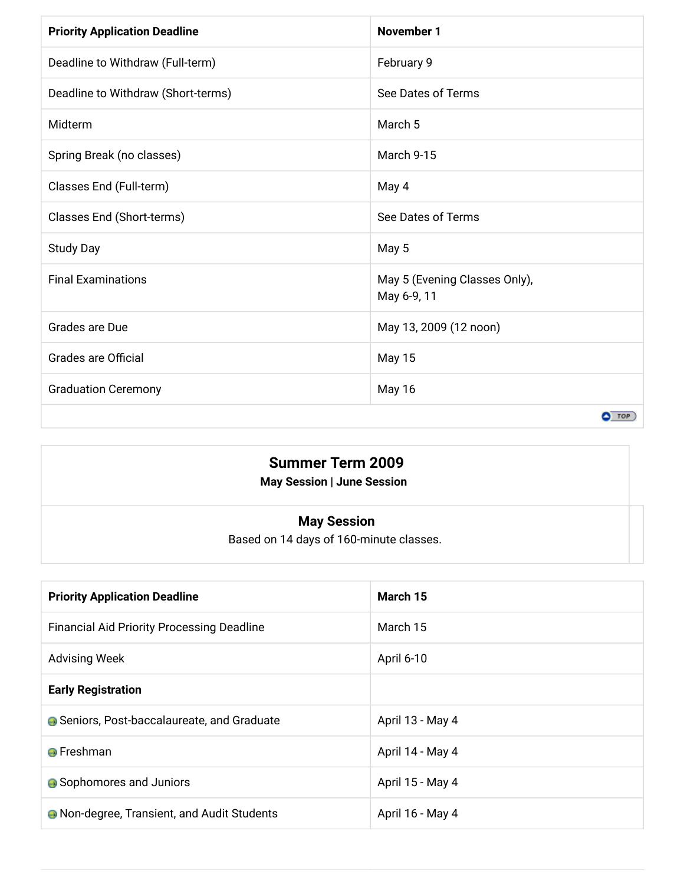| Priority Application Deadline | November 1 |
|---|---|
| Deadline to Withdraw (Full-term) | February 9 |
| Deadline to Withdraw (Short-terms) | See Dates of Terms |
| Midterm | March 5 |
| Spring Break (no classes) | March 9-15 |
| Classes End (Full-term) | May 4 |
| Classes End (Short-terms) | See Dates of Terms |
| Study Day | May 5 |
| Final Examinations | May 5 (Evening Classes Only), May 6-9, 11 |
| Grades are Due | May 13, 2009 (12 noon) |
| Grades are Official | May 15 |
| Graduation Ceremony | May 16 |

## Summer Term 2009

**May Session | June Session**

### May Session

Based on 14 days of 160-minute classes.

| Priority Application Deadline | March 15 |
|---|---|
| Financial Aid Priority Processing Deadline | March 15 |
| Advising Week | April 6-10 |
| **Early Registration** | |
| Seniors, Post-baccalaureate, and Graduate | April 13 - May 4 |
| Freshman | April 14 - May 4 |
| Sophomores and Juniors | April 15 - May 4 |
| Non-degree, Transient, and Audit Students | April 16 - May 4 |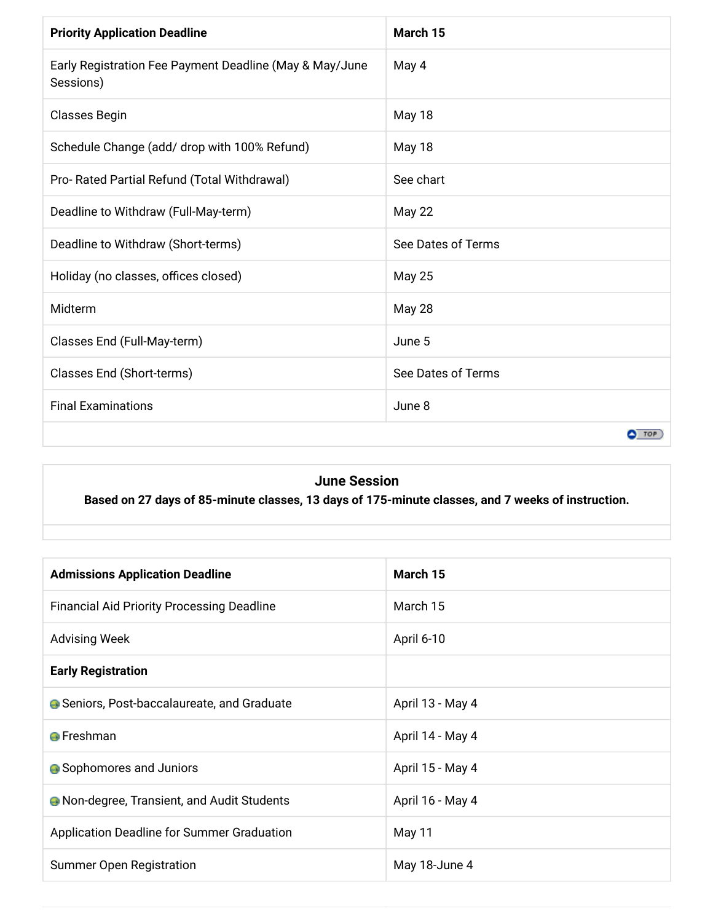| Priority Application Deadline | March 15 |
| --- | --- |
| Early Registration Fee Payment Deadline (May & May/June Sessions) | May 4 |
| Classes Begin | May 18 |
| Schedule Change (add/ drop with 100% Refund) | May 18 |
| Pro- Rated Partial Refund (Total Withdrawal) | See chart |
| Deadline to Withdraw (Full-May-term) | May 22 |
| Deadline to Withdraw (Short-terms) | See Dates of Terms |
| Holiday (no classes, offices closed) | May 25 |
| Midterm | May 28 |
| Classes End (Full-May-term) | June 5 |
| Classes End (Short-terms) | See Dates of Terms |
| Final Examinations | June 8 |

TOP

## June Session

**Based on 27 days of 85-minute classes, 13 days of 175-minute classes, and 7 weeks of instruction.**

| Admissions Application Deadline | March 15 |
| --- | --- |
| Financial Aid Priority Processing Deadline | March 15 |
| Advising Week | April 6-10 |
| **Early Registration** | |
| Seniors, Post-baccalaureate, and Graduate | April 13 - May 4 |
| Freshman | April 14 - May 4 |
| Sophomores and Juniors | April 15 - May 4 |
| Non-degree, Transient, and Audit Students | April 16 - May 4 |
| Application Deadline for Summer Graduation | May 11 |
| Summer Open Registration | May 18-June 4 |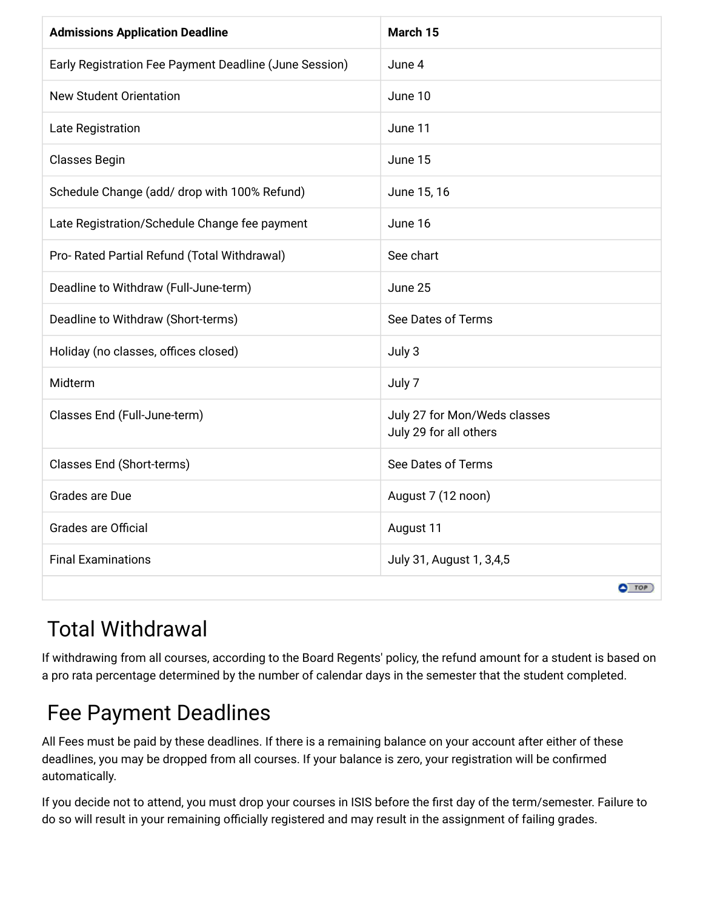| **Admissions Application Deadline** | **March 15** |
| --- | --- |
| Early Registration Fee Payment Deadline (June Session) | June 4 |
| New Student Orientation | June 10 |
| Late Registration | June 11 |
| Classes Begin | June 15 |
| Schedule Change (add/ drop with 100% Refund) | June 15, 16 |
| Late Registration/Schedule Change fee payment | June 16 |
| Pro- Rated Partial Refund (Total Withdrawal) | See chart |
| Deadline to Withdraw (Full-June-term) | June 25 |
| Deadline to Withdraw (Short-terms) | See Dates of Terms |
| Holiday (no classes, offices closed) | July 3 |
| Midterm | July 7 |
| Classes End (Full-June-term) | July 27 for Mon/Weds classes<br>July 29 for all others |
| Classes End (Short-terms) | See Dates of Terms |
| Grades are Due | August 7 (12 noon) |
| Grades are Official | August 11 |
| Final Examinations | July 31, August 1, 3,4,5 |

## Total Withdrawal

If withdrawing from all courses, according to the Board Regents' policy, the refund amount for a student is based on a pro rata percentage determined by the number of calendar days in the semester that the student completed.

## Fee Payment Deadlines

All Fees must be paid by these deadlines. If there is a remaining balance on your account after either of these deadlines, you may be dropped from all courses. If your balance is zero, your registration will be confirmed automatically.

If you decide not to attend, you must drop your courses in ISIS before the first day of the term/semester. Failure to do so will result in your remaining officially registered and may result in the assignment of failing grades.